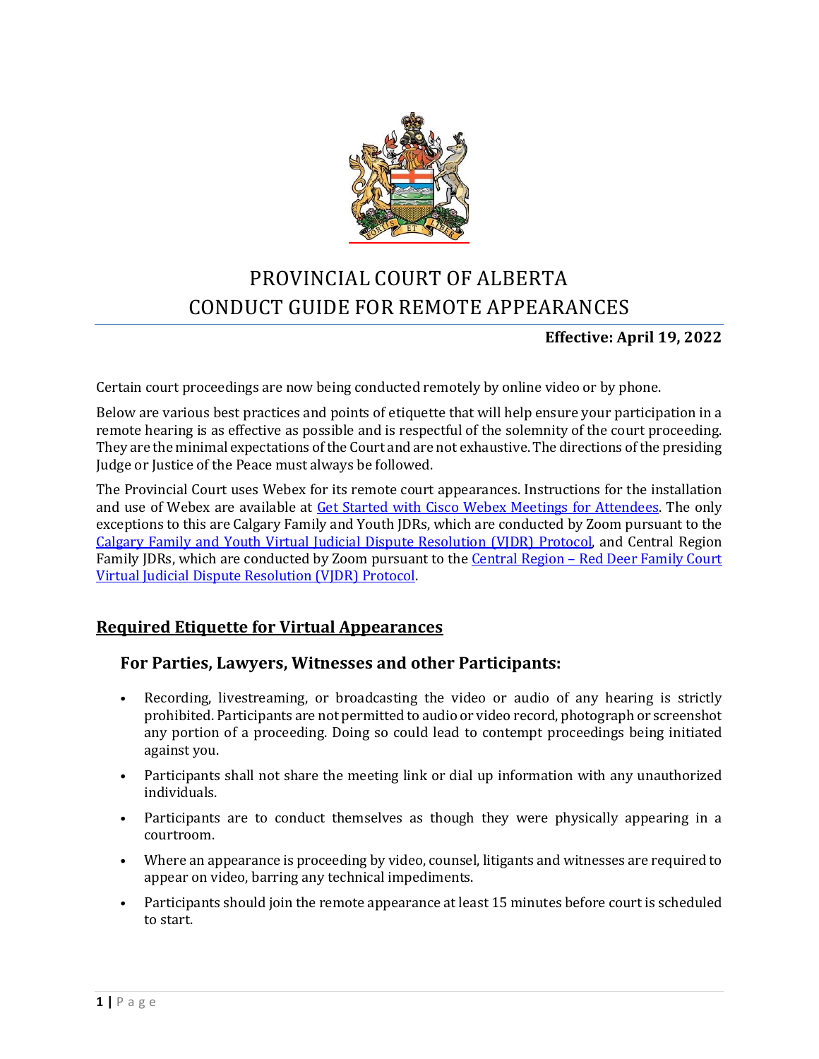# PROVINCIAL COURT OF ALBERTA
# CONDUCT GUIDE FOR REMOTE APPEARANCES

**Effective: April 19, 2022**

Certain court proceedings are now being conducted remotely by online video or by phone.

Below are various best practices and points of etiquette that will help ensure your participation in a remote hearing is as effective as possible and is respectful of the solemnity of the court proceeding. They are the minimal expectations of the Court and are not exhaustive. The directions of the presiding Judge or Justice of the Peace must always be followed.

The Provincial Court uses Webex for its remote court appearances. Instructions for the installation and use of Webex are available at Get Started with Cisco Webex Meetings for Attendees. The only exceptions to this are Calgary Family and Youth JDRs, which are conducted by Zoom pursuant to the Calgary Family and Youth Virtual Judicial Dispute Resolution (VJDR) Protocol, and Central Region Family JDRs, which are conducted by Zoom pursuant to the Central Region – Red Deer Family Court Virtual Judicial Dispute Resolution (VJDR) Protocol.

## Required Etiquette for Virtual Appearances

### For Parties, Lawyers, Witnesses and other Participants:

- Recording, livestreaming, or broadcasting the video or audio of any hearing is strictly prohibited. Participants are not permitted to audio or video record, photograph or screenshot any portion of a proceeding. Doing so could lead to contempt proceedings being initiated against you.
- Participants shall not share the meeting link or dial up information with any unauthorized individuals.
- Participants are to conduct themselves as though they were physically appearing in a courtroom.
- Where an appearance is proceeding by video, counsel, litigants and witnesses are required to appear on video, barring any technical impediments.
- Participants should join the remote appearance at least 15 minutes before court is scheduled to start.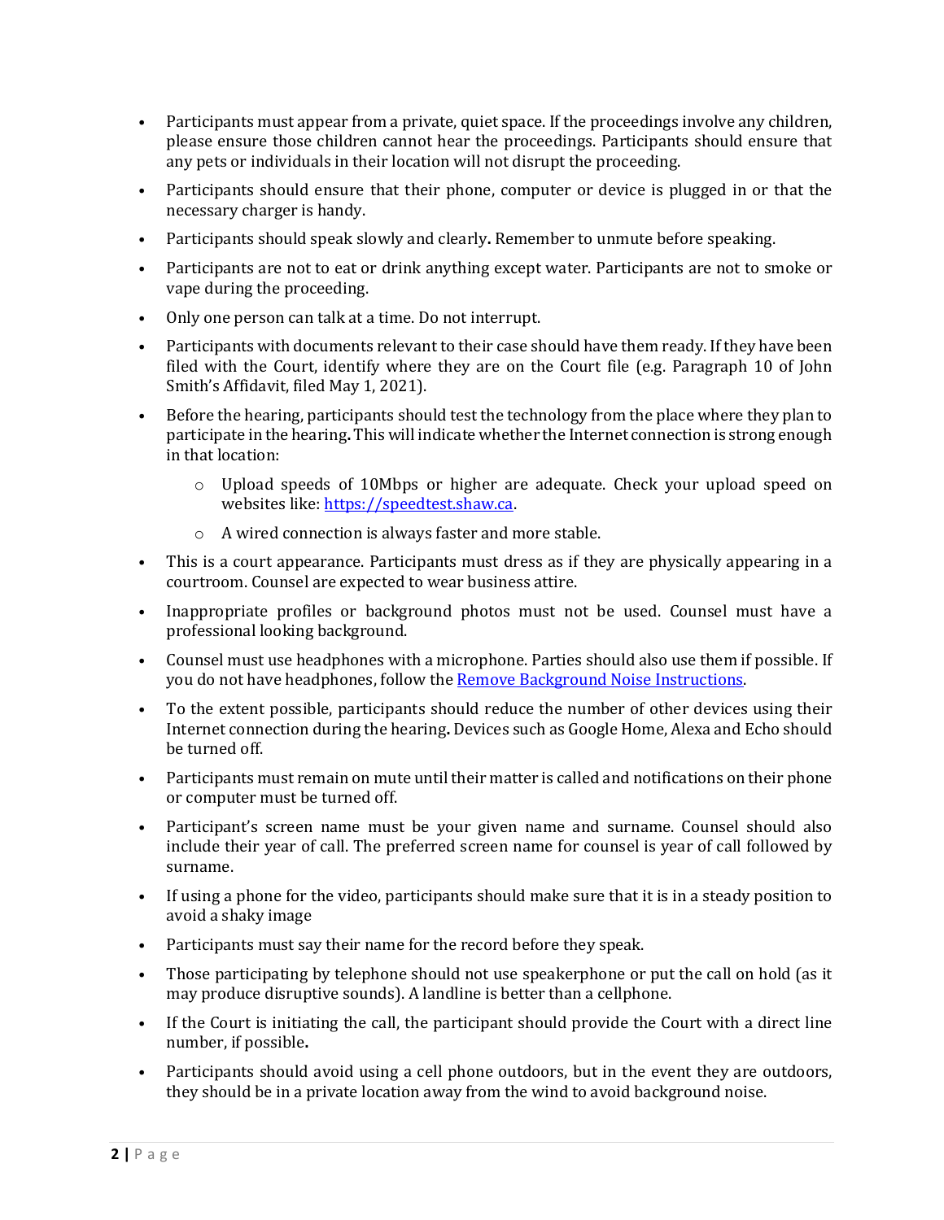- Participants must appear from a private, quiet space. If the proceedings involve any children, please ensure those children cannot hear the proceedings. Participants should ensure that any pets or individuals in their location will not disrupt the proceeding.
- Participants should ensure that their phone, computer or device is plugged in or that the necessary charger is handy.
- Participants should speak slowly and clearly**.** Remember to unmute before speaking.
- Participants are not to eat or drink anything except water. Participants are not to smoke or vape during the proceeding.
- Only one person can talk at a time. Do not interrupt.
- Participants with documents relevant to their case should have them ready. If they have been filed with the Court, identify where they are on the Court file (e.g. Paragraph 10 of John Smith's Affidavit, filed May 1, 2021).
- Before the hearing, participants should test the technology from the place where they plan to participate in the hearing**.** This will indicate whether the Internet connection is strong enough in that location:
    - Upload speeds of 10Mbps or higher are adequate. Check your upload speed on websites like: [https://speedtest.shaw.ca](https://speedtest.shaw.ca).
    - A wired connection is always faster and more stable.
- This is a court appearance. Participants must dress as if they are physically appearing in a courtroom. Counsel are expected to wear business attire.
- Inappropriate profiles or background photos must not be used. Counsel must have a professional looking background.
- Counsel must use headphones with a microphone. Parties should also use them if possible. If you do not have headphones, follow the [Remove Background Noise Instructions](#).
- To the extent possible, participants should reduce the number of other devices using their Internet connection during the hearing**.** Devices such as Google Home, Alexa and Echo should be turned off.
- Participants must remain on mute until their matter is called and notifications on their phone or computer must be turned off.
- Participant's screen name must be your given name and surname. Counsel should also include their year of call. The preferred screen name for counsel is year of call followed by surname.
- If using a phone for the video, participants should make sure that it is in a steady position to avoid a shaky image
- Participants must say their name for the record before they speak.
- Those participating by telephone should not use speakerphone or put the call on hold (as it may produce disruptive sounds). A landline is better than a cellphone.
- If the Court is initiating the call, the participant should provide the Court with a direct line number, if possible**.**
- Participants should avoid using a cell phone outdoors, but in the event they are outdoors, they should be in a private location away from the wind to avoid background noise.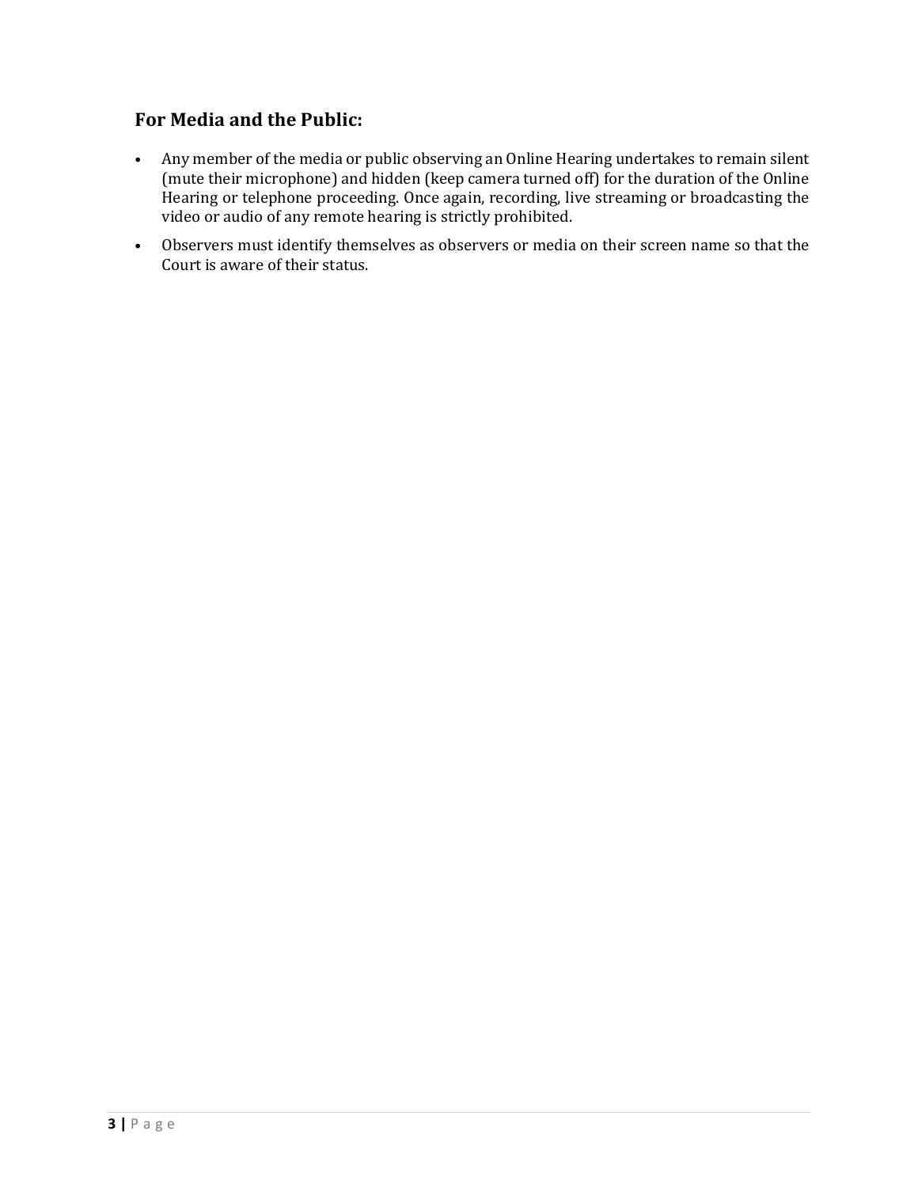## For Media and the Public:

- Any member of the media or public observing an Online Hearing undertakes to remain silent (mute their microphone) and hidden (keep camera turned off) for the duration of the Online Hearing or telephone proceeding. Once again, recording, live streaming or broadcasting the video or audio of any remote hearing is strictly prohibited.
- Observers must identify themselves as observers or media on their screen name so that the Court is aware of their status.